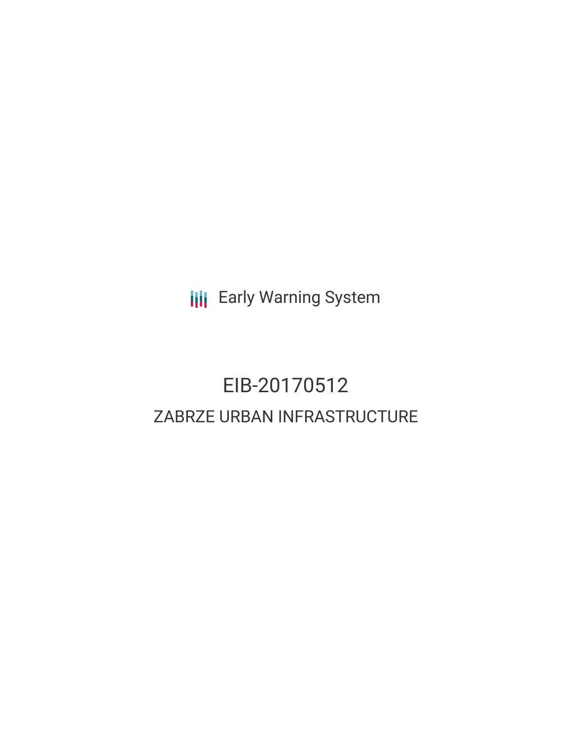Early Warning System

# EIB-20170512

## ZABRZE URBAN INFRASTRUCTURE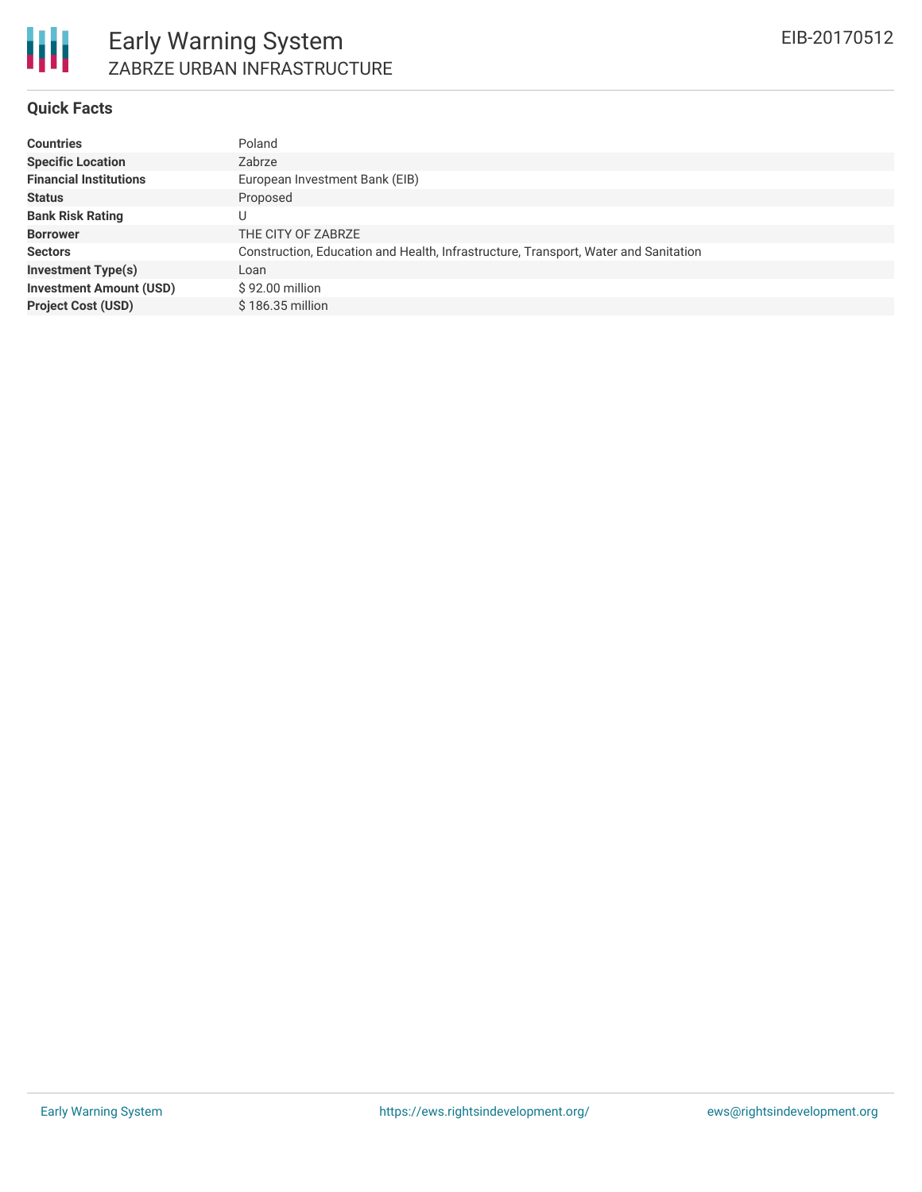## Quick Facts

| | |
|---|---|
| **Countries** | Poland |
| **Specific Location** | Zabrze |
| **Financial Institutions** | European Investment Bank (EIB) |
| **Status** | Proposed |
| **Bank Risk Rating** | U |
| **Borrower** | THE CITY OF ZABRZE |
| **Sectors** | Construction, Education and Health, Infrastructure, Transport, Water and Sanitation |
| **Investment Type(s)** | Loan |
| **Investment Amount (USD)** | $ 92.00 million |
| **Project Cost (USD)** | $ 186.35 million |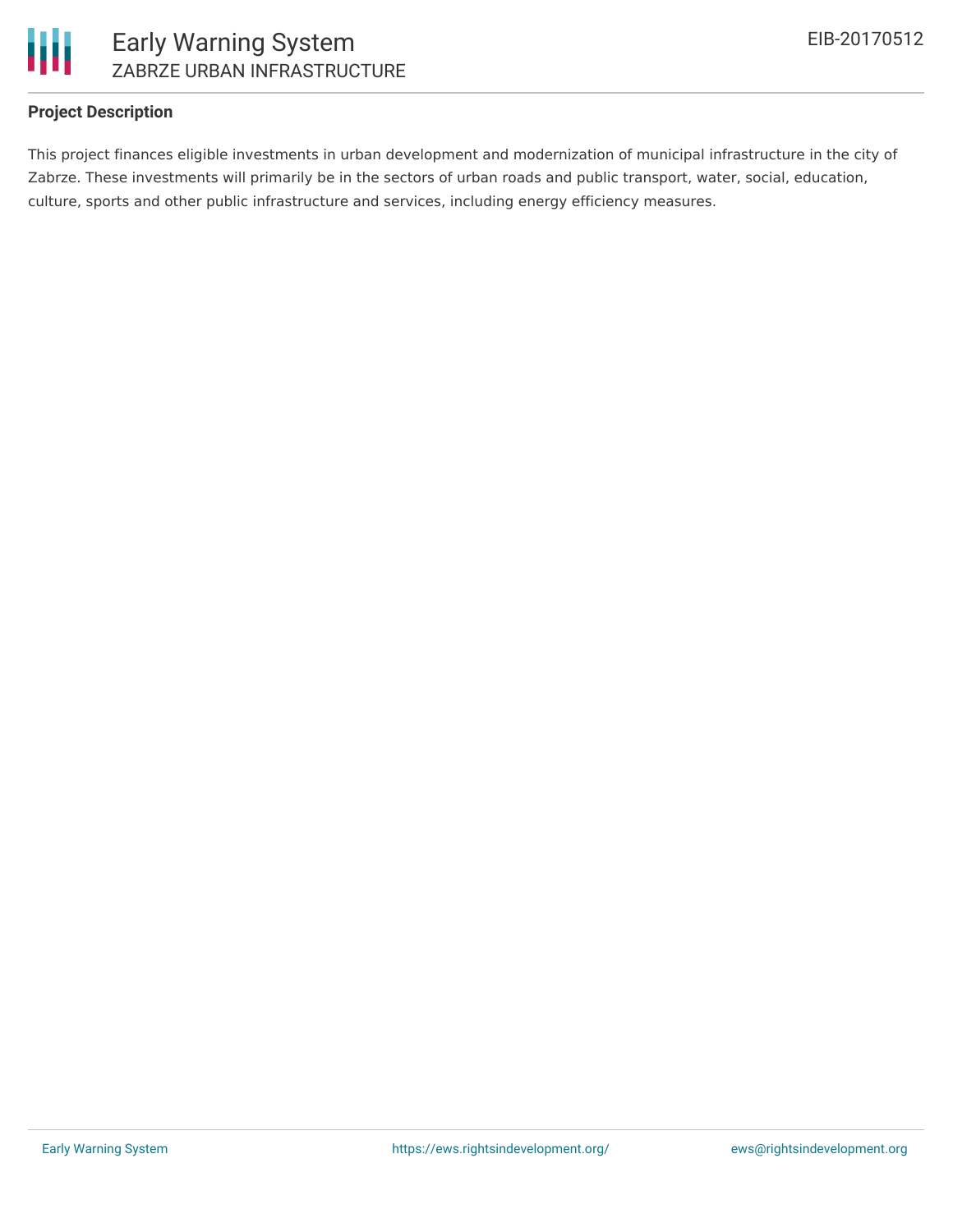## Project Description

This project finances eligible investments in urban development and modernization of municipal infrastructure in the city of Zabrze. These investments will primarily be in the sectors of urban roads and public transport, water, social, education, culture, sports and other public infrastructure and services, including energy efficiency measures.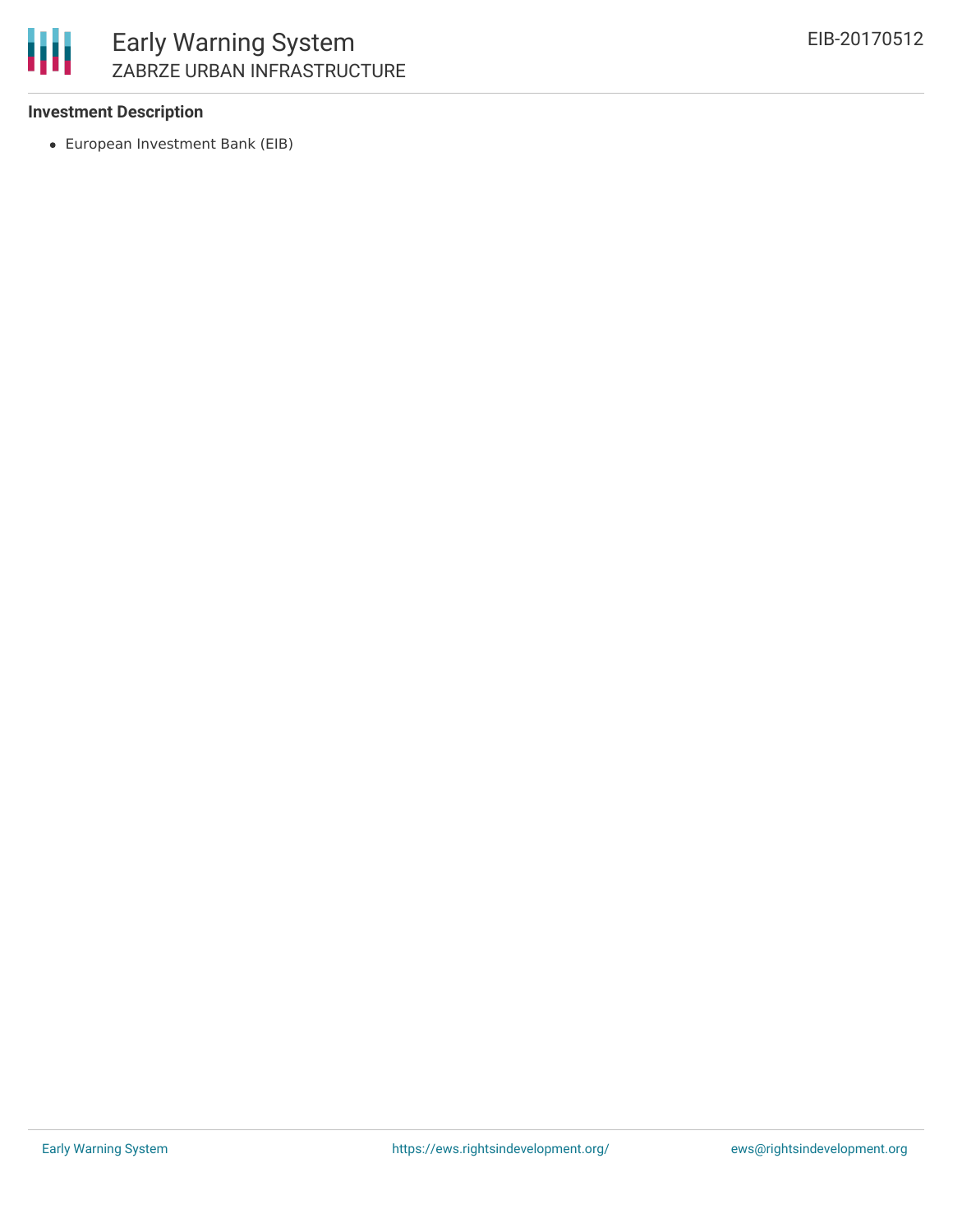**Investment Description**

- European Investment Bank (EIB)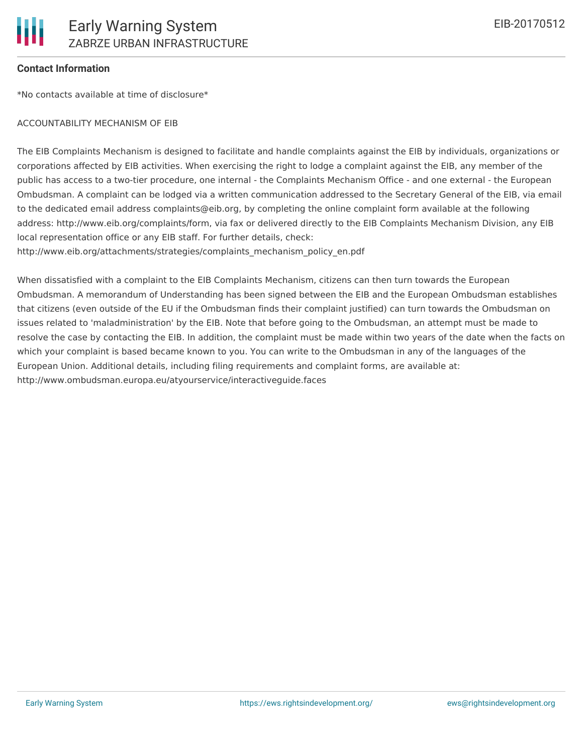**Contact Information**

*No contacts available at time of disclosure*

ACCOUNTABILITY MECHANISM OF EIB

The EIB Complaints Mechanism is designed to facilitate and handle complaints against the EIB by individuals, organizations or corporations affected by EIB activities. When exercising the right to lodge a complaint against the EIB, any member of the public has access to a two-tier procedure, one internal - the Complaints Mechanism Office - and one external - the European Ombudsman. A complaint can be lodged via a written communication addressed to the Secretary General of the EIB, via email to the dedicated email address complaints@eib.org, by completing the online complaint form available at the following address: http://www.eib.org/complaints/form, via fax or delivered directly to the EIB Complaints Mechanism Division, any EIB local representation office or any EIB staff. For further details, check: http://www.eib.org/attachments/strategies/complaints_mechanism_policy_en.pdf

When dissatisfied with a complaint to the EIB Complaints Mechanism, citizens can then turn towards the European Ombudsman. A memorandum of Understanding has been signed between the EIB and the European Ombudsman establishes that citizens (even outside of the EU if the Ombudsman finds their complaint justified) can turn towards the Ombudsman on issues related to 'maladministration' by the EIB. Note that before going to the Ombudsman, an attempt must be made to resolve the case by contacting the EIB. In addition, the complaint must be made within two years of the date when the facts on which your complaint is based became known to you. You can write to the Ombudsman in any of the languages of the European Union. Additional details, including filing requirements and complaint forms, are available at: http://www.ombudsman.europa.eu/atyourservice/interactiveguide.faces